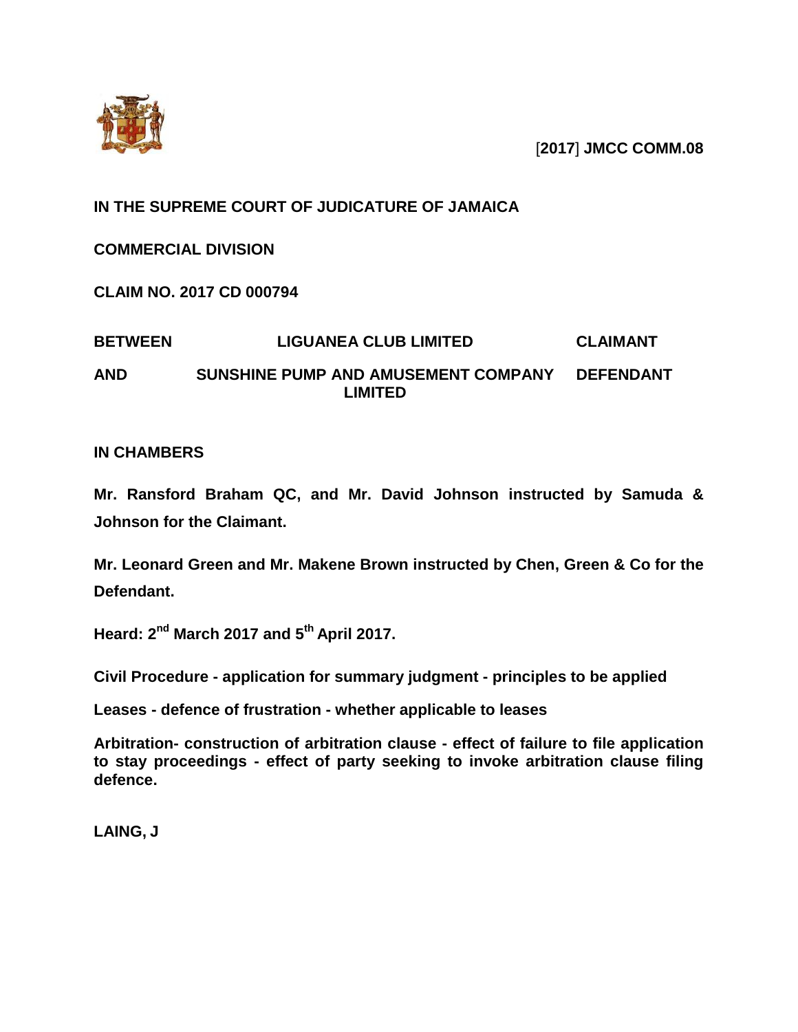[**2017**] **JMCC COMM.08**

**IN THE SUPREME COURT OF JUDICATURE OF JAMAICA**

**COMMERCIAL DIVISION**

**CLAIM NO. 2017 CD 000794**

| | | |
|---|---|---|
| **BETWEEN** | **LIGUANEA CLUB LIMITED** | **CLAIMANT** |
| **AND** | **SUNSHINE PUMP AND AMUSEMENT COMPANY LIMITED** | **DEFENDANT** |

**IN CHAMBERS**

**Mr. Ransford Braham QC, and Mr. David Johnson instructed by Samuda & Johnson for the Claimant.**

**Mr. Leonard Green and Mr. Makene Brown instructed by Chen, Green & Co for the Defendant.**

**Heard: 2nd March 2017 and 5th April 2017.**

**Civil Procedure - application for summary judgment - principles to be applied**

**Leases - defence of frustration - whether applicable to leases**

**Arbitration- construction of arbitration clause - effect of failure to file application to stay proceedings - effect of party seeking to invoke arbitration clause filing defence.**

**LAING, J**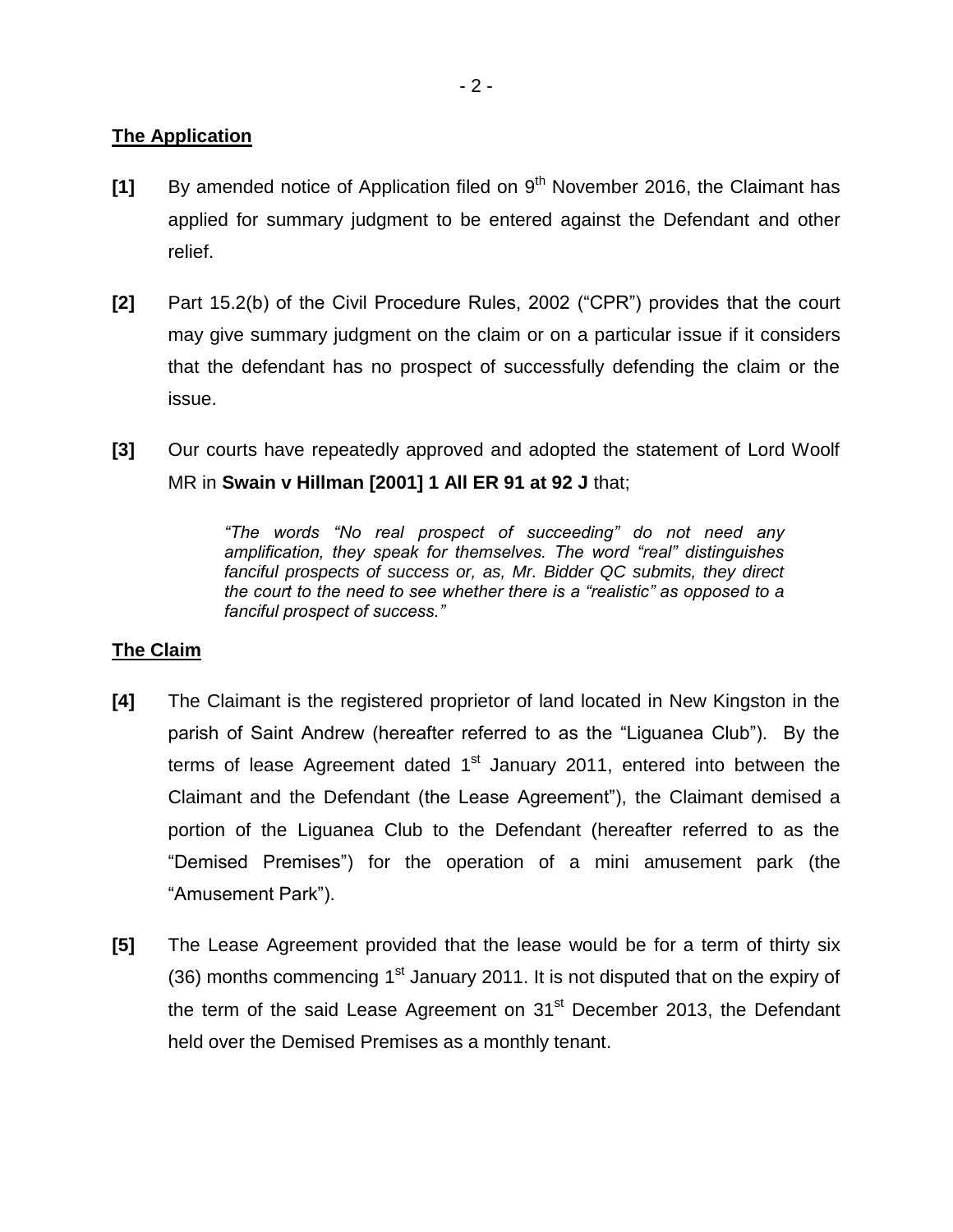**The Application**

**[1]** By amended notice of Application filed on 9th November 2016, the Claimant has applied for summary judgment to be entered against the Defendant and other relief.

**[2]** Part 15.2(b) of the Civil Procedure Rules, 2002 ("CPR") provides that the court may give summary judgment on the claim or on a particular issue if it considers that the defendant has no prospect of successfully defending the claim or the issue.

**[3]** Our courts have repeatedly approved and adopted the statement of Lord Woolf MR in **Swain v Hillman [2001] 1 All ER 91 at 92 J** that;

> *"The words "No real prospect of succeeding" do not need any amplification, they speak for themselves. The word "real" distinguishes fanciful prospects of success or, as, Mr. Bidder QC submits, they direct the court to the need to see whether there is a "realistic" as opposed to a fanciful prospect of success."*

**The Claim**

**[4]** The Claimant is the registered proprietor of land located in New Kingston in the parish of Saint Andrew (hereafter referred to as the "Liguanea Club"). By the terms of lease Agreement dated 1st January 2011, entered into between the Claimant and the Defendant (the Lease Agreement"), the Claimant demised a portion of the Liguanea Club to the Defendant (hereafter referred to as the "Demised Premises") for the operation of a mini amusement park (the "Amusement Park").

**[5]** The Lease Agreement provided that the lease would be for a term of thirty six (36) months commencing 1st January 2011. It is not disputed that on the expiry of the term of the said Lease Agreement on 31st December 2013, the Defendant held over the Demised Premises as a monthly tenant.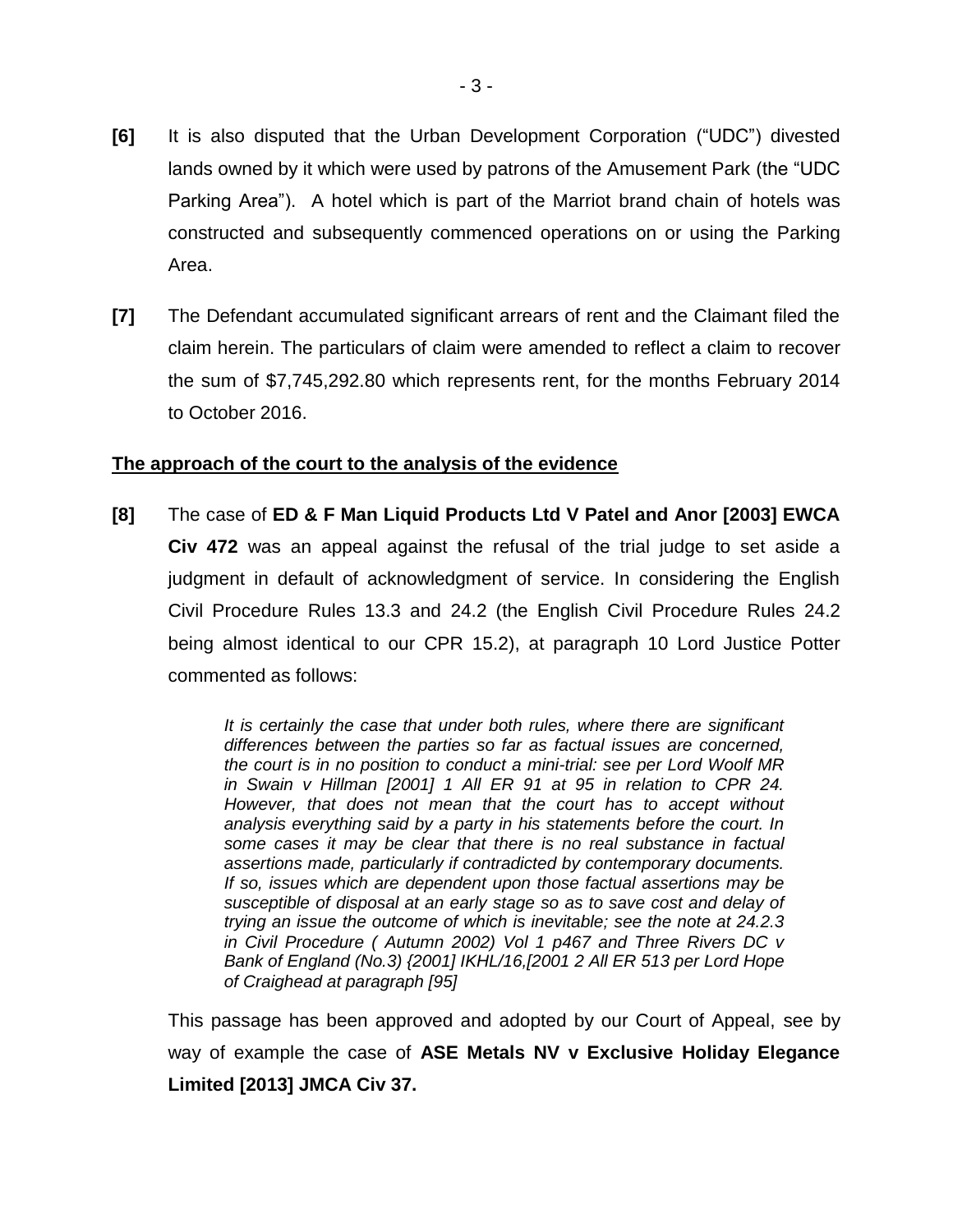**[6]** It is also disputed that the Urban Development Corporation ("UDC") divested lands owned by it which were used by patrons of the Amusement Park (the "UDC Parking Area"). A hotel which is part of the Marriot brand chain of hotels was constructed and subsequently commenced operations on or using the Parking Area.

**[7]** The Defendant accumulated significant arrears of rent and the Claimant filed the claim herein. The particulars of claim were amended to reflect a claim to recover the sum of $7,745,292.80 which represents rent, for the months February 2014 to October 2016.

**<u>The approach of the court to the analysis of the evidence</u>**

**[8]** The case of **ED & F Man Liquid Products Ltd V Patel and Anor [2003] EWCA Civ 472** was an appeal against the refusal of the trial judge to set aside a judgment in default of acknowledgment of service. In considering the English Civil Procedure Rules 13.3 and 24.2 (the English Civil Procedure Rules 24.2 being almost identical to our CPR 15.2), at paragraph 10 Lord Justice Potter commented as follows:

> *It is certainly the case that under both rules, where there are significant differences between the parties so far as factual issues are concerned, the court is in no position to conduct a mini-trial: see per Lord Woolf MR in Swain v Hillman [2001] 1 All ER 91 at 95 in relation to CPR 24. However, that does not mean that the court has to accept without analysis everything said by a party in his statements before the court. In some cases it may be clear that there is no real substance in factual assertions made, particularly if contradicted by contemporary documents. If so, issues which are dependent upon those factual assertions may be susceptible of disposal at an early stage so as to save cost and delay of trying an issue the outcome of which is inevitable; see the note at 24.2.3 in Civil Procedure ( Autumn 2002) Vol 1 p467 and Three Rivers DC v Bank of England (No.3) {2001] IKHL/16,[2001 2 All ER 513 per Lord Hope of Craighead at paragraph [95]*

This passage has been approved and adopted by our Court of Appeal, see by way of example the case of **ASE Metals NV v Exclusive Holiday Elegance Limited [2013] JMCA Civ 37.**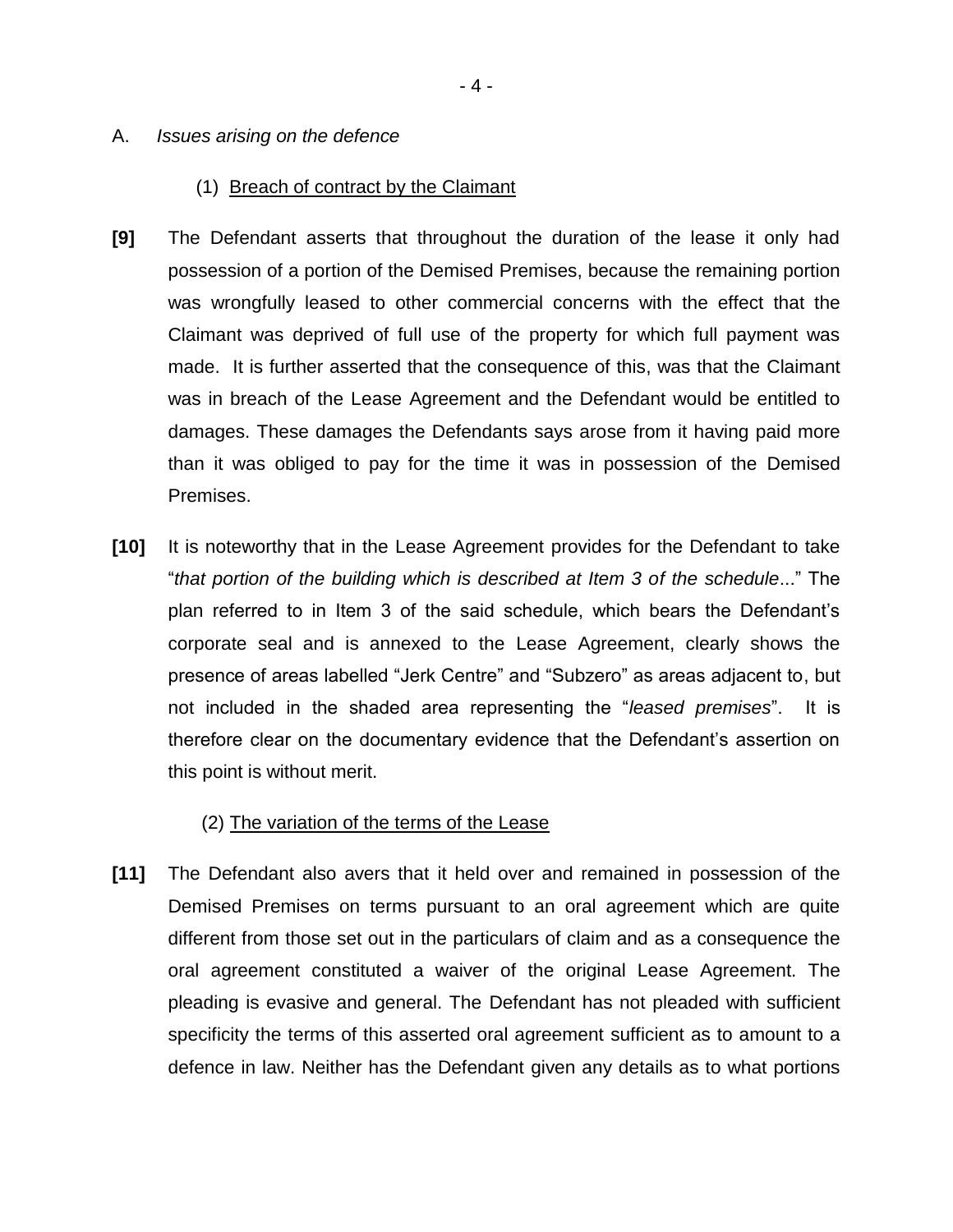A. *Issues arising on the defence*

(1) Breach of contract by the Claimant

**[9]** The Defendant asserts that throughout the duration of the lease it only had possession of a portion of the Demised Premises, because the remaining portion was wrongfully leased to other commercial concerns with the effect that the Claimant was deprived of full use of the property for which full payment was made. It is further asserted that the consequence of this, was that the Claimant was in breach of the Lease Agreement and the Defendant would be entitled to damages. These damages the Defendants says arose from it having paid more than it was obliged to pay for the time it was in possession of the Demised Premises.

**[10]** It is noteworthy that in the Lease Agreement provides for the Defendant to take "*that portion of the building which is described at Item 3 of the schedule*..." The plan referred to in Item 3 of the said schedule, which bears the Defendant's corporate seal and is annexed to the Lease Agreement, clearly shows the presence of areas labelled "Jerk Centre" and "Subzero" as areas adjacent to, but not included in the shaded area representing the "*leased premises*". It is therefore clear on the documentary evidence that the Defendant's assertion on this point is without merit.

(2) The variation of the terms of the Lease

**[11]** The Defendant also avers that it held over and remained in possession of the Demised Premises on terms pursuant to an oral agreement which are quite different from those set out in the particulars of claim and as a consequence the oral agreement constituted a waiver of the original Lease Agreement. The pleading is evasive and general. The Defendant has not pleaded with sufficient specificity the terms of this asserted oral agreement sufficient as to amount to a defence in law. Neither has the Defendant given any details as to what portions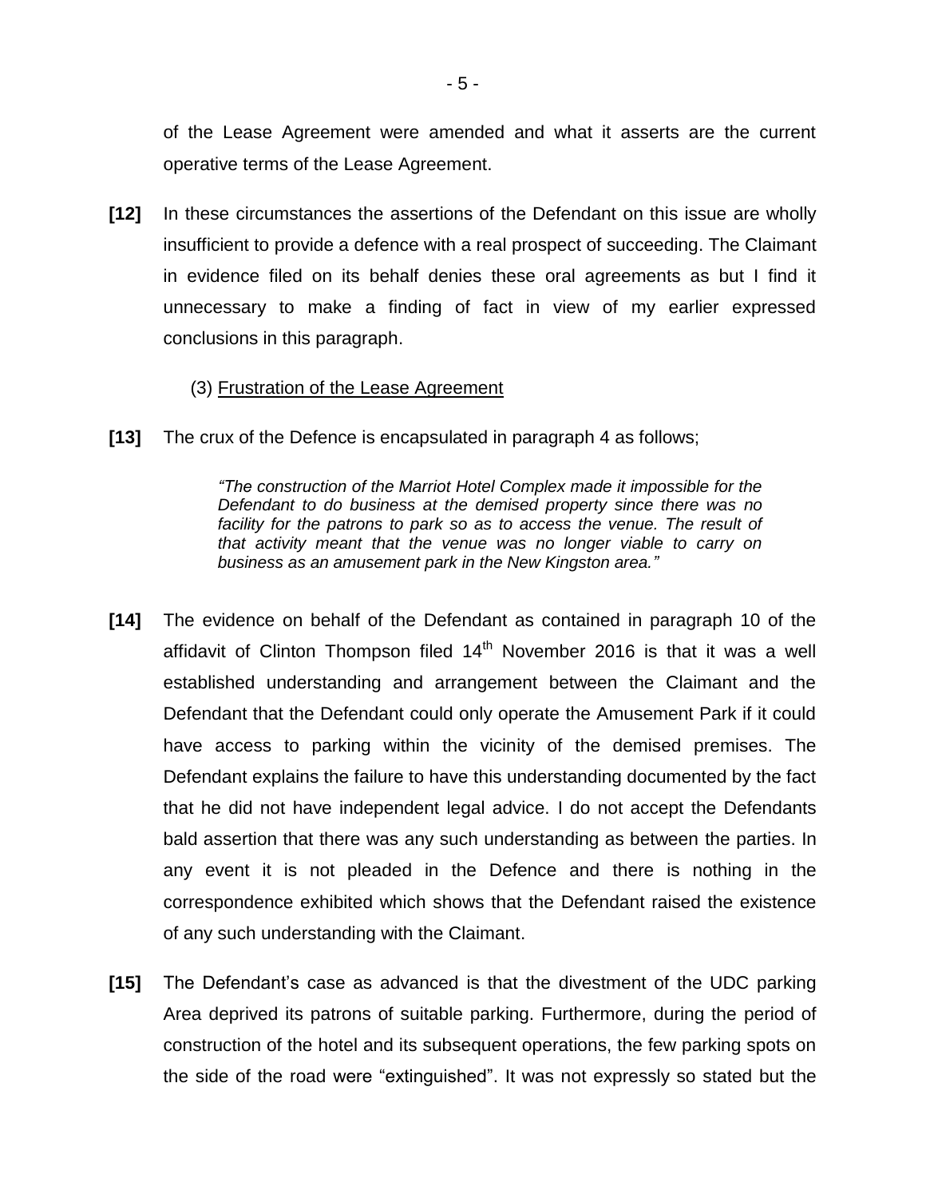of the Lease Agreement were amended and what it asserts are the current operative terms of the Lease Agreement.

**[12]** In these circumstances the assertions of the Defendant on this issue are wholly insufficient to provide a defence with a real prospect of succeeding. The Claimant in evidence filed on its behalf denies these oral agreements as but I find it unnecessary to make a finding of fact in view of my earlier expressed conclusions in this paragraph.

(3) Frustration of the Lease Agreement

**[13]** The crux of the Defence is encapsulated in paragraph 4 as follows;

> *"The construction of the Marriot Hotel Complex made it impossible for the Defendant to do business at the demised property since there was no facility for the patrons to park so as to access the venue. The result of that activity meant that the venue was no longer viable to carry on business as an amusement park in the New Kingston area."*

**[14]** The evidence on behalf of the Defendant as contained in paragraph 10 of the affidavit of Clinton Thompson filed 14th November 2016 is that it was a well established understanding and arrangement between the Claimant and the Defendant that the Defendant could only operate the Amusement Park if it could have access to parking within the vicinity of the demised premises. The Defendant explains the failure to have this understanding documented by the fact that he did not have independent legal advice. I do not accept the Defendants bald assertion that there was any such understanding as between the parties. In any event it is not pleaded in the Defence and there is nothing in the correspondence exhibited which shows that the Defendant raised the existence of any such understanding with the Claimant.

**[15]** The Defendant's case as advanced is that the divestment of the UDC parking Area deprived its patrons of suitable parking. Furthermore, during the period of construction of the hotel and its subsequent operations, the few parking spots on the side of the road were "extinguished". It was not expressly so stated but the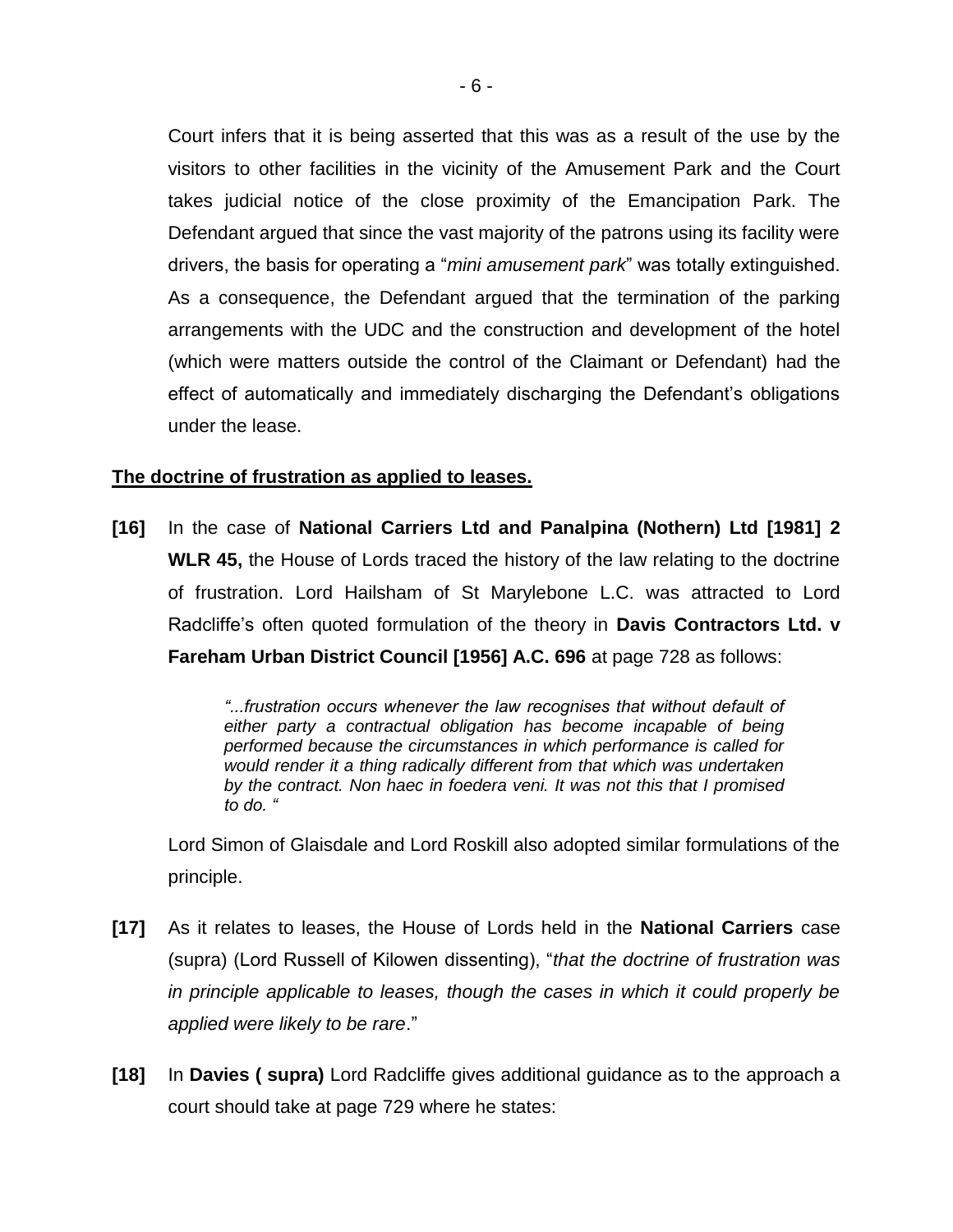Court infers that it is being asserted that this was as a result of the use by the visitors to other facilities in the vicinity of the Amusement Park and the Court takes judicial notice of the close proximity of the Emancipation Park. The Defendant argued that since the vast majority of the patrons using its facility were drivers, the basis for operating a "*mini amusement park*" was totally extinguished. As a consequence, the Defendant argued that the termination of the parking arrangements with the UDC and the construction and development of the hotel (which were matters outside the control of the Claimant or Defendant) had the effect of automatically and immediately discharging the Defendant's obligations under the lease.

**The doctrine of frustration as applied to leases.**

**[16]** In the case of **National Carriers Ltd and Panalpina (Nothern) Ltd [1981] 2 WLR 45,** the House of Lords traced the history of the law relating to the doctrine of frustration. Lord Hailsham of St Marylebone L.C. was attracted to Lord Radcliffe's often quoted formulation of the theory in **Davis Contractors Ltd. v Fareham Urban District Council [1956] A.C. 696** at page 728 as follows:

> *"...frustration occurs whenever the law recognises that without default of either party a contractual obligation has become incapable of being performed because the circumstances in which performance is called for would render it a thing radically different from that which was undertaken by the contract. Non haec in foedera veni. It was not this that I promised to do. "*

Lord Simon of Glaisdale and Lord Roskill also adopted similar formulations of the principle.

**[17]** As it relates to leases, the House of Lords held in the **National Carriers** case (supra) (Lord Russell of Kilowen dissenting), "*that the doctrine of frustration was in principle applicable to leases, though the cases in which it could properly be applied were likely to be rare*."

**[18]** In **Davies ( supra)** Lord Radcliffe gives additional guidance as to the approach a court should take at page 729 where he states: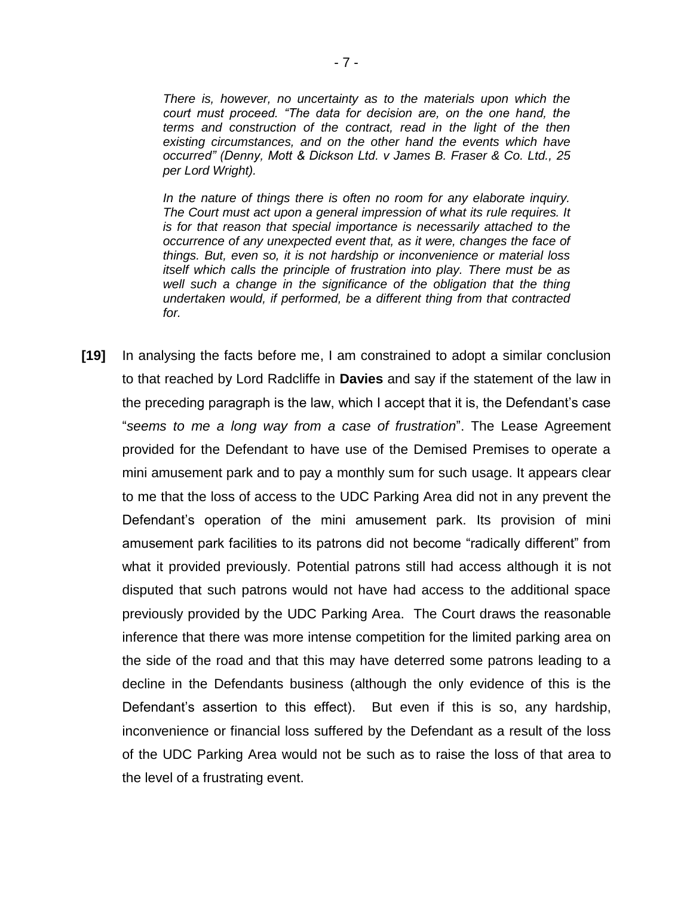*There is, however, no uncertainty as to the materials upon which the court must proceed. "The data for decision are, on the one hand, the terms and construction of the contract, read in the light of the then existing circumstances, and on the other hand the events which have occurred" (Denny, Mott & Dickson Ltd. v James B. Fraser & Co. Ltd., 25 per Lord Wright).*

*In the nature of things there is often no room for any elaborate inquiry. The Court must act upon a general impression of what its rule requires. It is for that reason that special importance is necessarily attached to the occurrence of any unexpected event that, as it were, changes the face of things. But, even so, it is not hardship or inconvenience or material loss itself which calls the principle of frustration into play. There must be as well such a change in the significance of the obligation that the thing undertaken would, if performed, be a different thing from that contracted for.*

**[19]** In analysing the facts before me, I am constrained to adopt a similar conclusion to that reached by Lord Radcliffe in **Davies** and say if the statement of the law in the preceding paragraph is the law, which I accept that it is, the Defendant's case "*seems to me a long way from a case of frustration*". The Lease Agreement provided for the Defendant to have use of the Demised Premises to operate a mini amusement park and to pay a monthly sum for such usage. It appears clear to me that the loss of access to the UDC Parking Area did not in any prevent the Defendant's operation of the mini amusement park. Its provision of mini amusement park facilities to its patrons did not become "radically different" from what it provided previously. Potential patrons still had access although it is not disputed that such patrons would not have had access to the additional space previously provided by the UDC Parking Area. The Court draws the reasonable inference that there was more intense competition for the limited parking area on the side of the road and that this may have deterred some patrons leading to a decline in the Defendants business (although the only evidence of this is the Defendant's assertion to this effect). But even if this is so, any hardship, inconvenience or financial loss suffered by the Defendant as a result of the loss of the UDC Parking Area would not be such as to raise the loss of that area to the level of a frustrating event.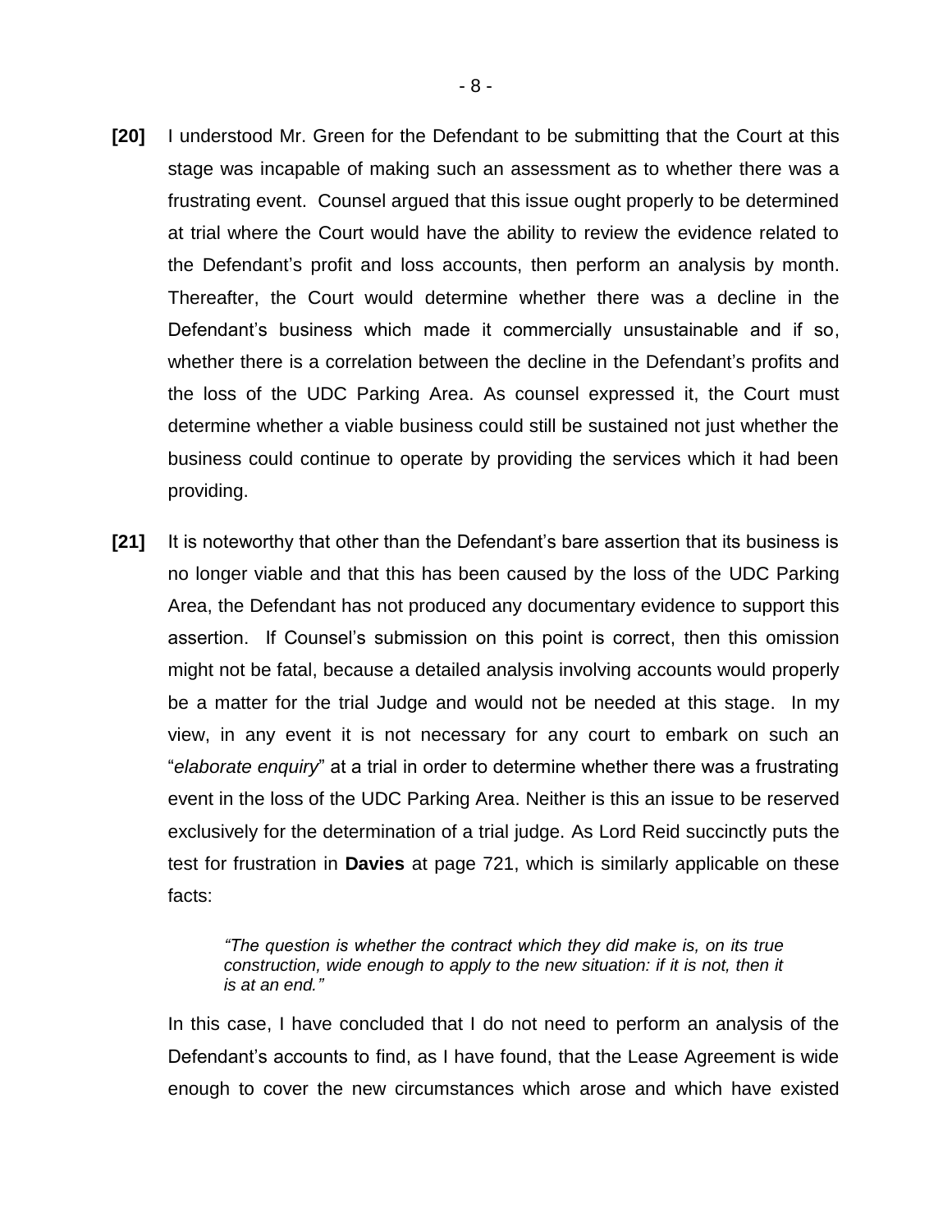**[20]** I understood Mr. Green for the Defendant to be submitting that the Court at this stage was incapable of making such an assessment as to whether there was a frustrating event. Counsel argued that this issue ought properly to be determined at trial where the Court would have the ability to review the evidence related to the Defendant's profit and loss accounts, then perform an analysis by month. Thereafter, the Court would determine whether there was a decline in the Defendant's business which made it commercially unsustainable and if so, whether there is a correlation between the decline in the Defendant's profits and the loss of the UDC Parking Area. As counsel expressed it, the Court must determine whether a viable business could still be sustained not just whether the business could continue to operate by providing the services which it had been providing.

**[21]** It is noteworthy that other than the Defendant's bare assertion that its business is no longer viable and that this has been caused by the loss of the UDC Parking Area, the Defendant has not produced any documentary evidence to support this assertion. If Counsel's submission on this point is correct, then this omission might not be fatal, because a detailed analysis involving accounts would properly be a matter for the trial Judge and would not be needed at this stage. In my view, in any event it is not necessary for any court to embark on such an "*elaborate enquiry*" at a trial in order to determine whether there was a frustrating event in the loss of the UDC Parking Area. Neither is this an issue to be reserved exclusively for the determination of a trial judge. As Lord Reid succinctly puts the test for frustration in **Davies** at page 721, which is similarly applicable on these facts:

> *"The question is whether the contract which they did make is, on its true construction, wide enough to apply to the new situation: if it is not, then it is at an end."*

In this case, I have concluded that I do not need to perform an analysis of the Defendant's accounts to find, as I have found, that the Lease Agreement is wide enough to cover the new circumstances which arose and which have existed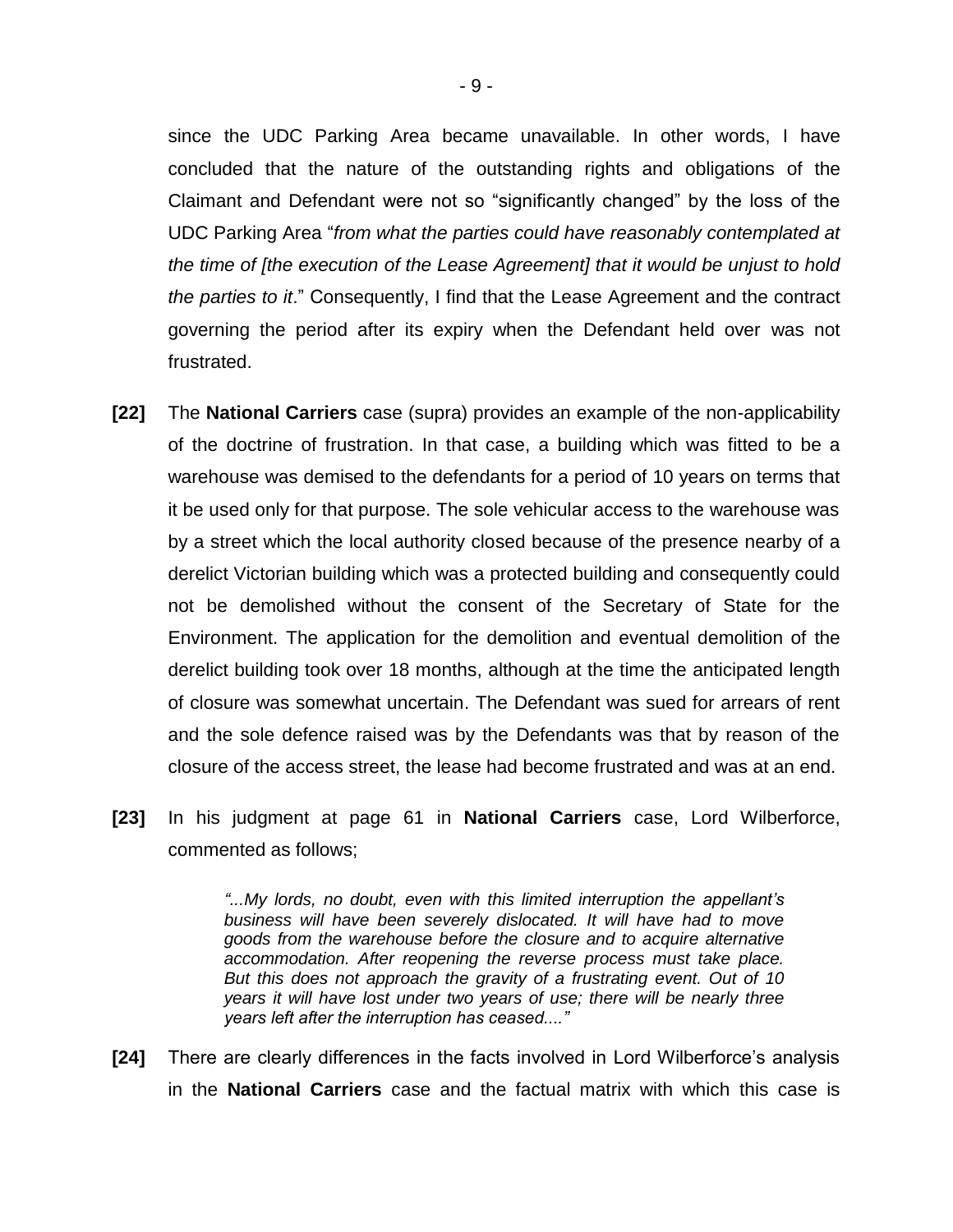since the UDC Parking Area became unavailable. In other words, I have concluded that the nature of the outstanding rights and obligations of the Claimant and Defendant were not so "significantly changed" by the loss of the UDC Parking Area "*from what the parties could have reasonably contemplated at the time of [the execution of the Lease Agreement] that it would be unjust to hold the parties to it*." Consequently, I find that the Lease Agreement and the contract governing the period after its expiry when the Defendant held over was not frustrated.

**[22]** The **National Carriers** case (supra) provides an example of the non-applicability of the doctrine of frustration. In that case, a building which was fitted to be a warehouse was demised to the defendants for a period of 10 years on terms that it be used only for that purpose. The sole vehicular access to the warehouse was by a street which the local authority closed because of the presence nearby of a derelict Victorian building which was a protected building and consequently could not be demolished without the consent of the Secretary of State for the Environment. The application for the demolition and eventual demolition of the derelict building took over 18 months, although at the time the anticipated length of closure was somewhat uncertain. The Defendant was sued for arrears of rent and the sole defence raised was by the Defendants was that by reason of the closure of the access street, the lease had become frustrated and was at an end.

**[23]** In his judgment at page 61 in **National Carriers** case, Lord Wilberforce, commented as follows;

> *"...My lords, no doubt, even with this limited interruption the appellant's business will have been severely dislocated. It will have had to move goods from the warehouse before the closure and to acquire alternative accommodation. After reopening the reverse process must take place. But this does not approach the gravity of a frustrating event. Out of 10 years it will have lost under two years of use; there will be nearly three years left after the interruption has ceased...."*

**[24]** There are clearly differences in the facts involved in Lord Wilberforce's analysis in the **National Carriers** case and the factual matrix with which this case is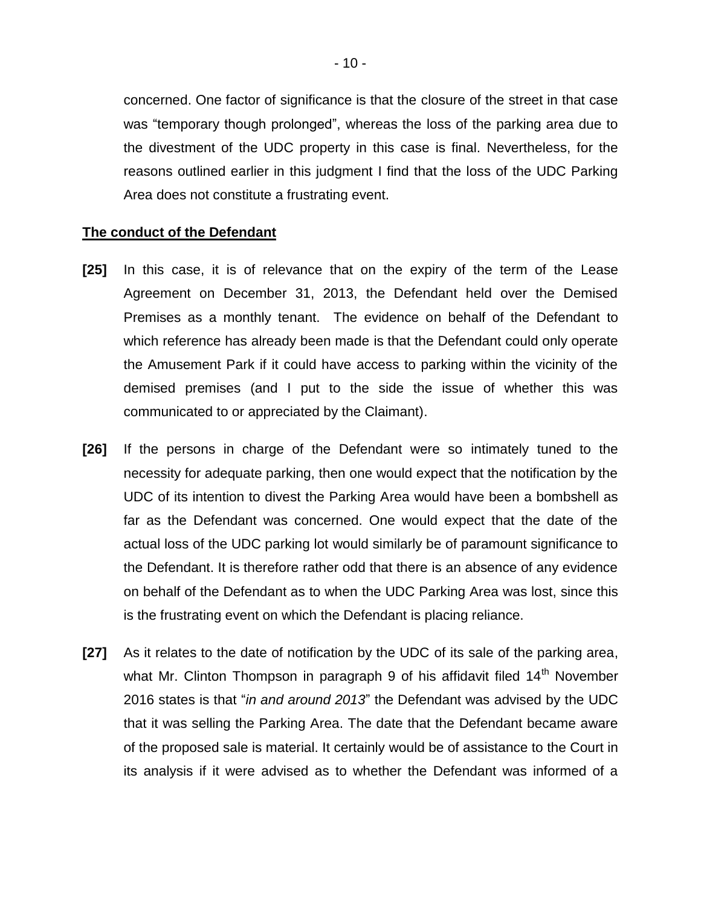concerned. One factor of significance is that the closure of the street in that case was "temporary though prolonged", whereas the loss of the parking area due to the divestment of the UDC property in this case is final. Nevertheless, for the reasons outlined earlier in this judgment I find that the loss of the UDC Parking Area does not constitute a frustrating event.

**The conduct of the Defendant**

**[25]** In this case, it is of relevance that on the expiry of the term of the Lease Agreement on December 31, 2013, the Defendant held over the Demised Premises as a monthly tenant. The evidence on behalf of the Defendant to which reference has already been made is that the Defendant could only operate the Amusement Park if it could have access to parking within the vicinity of the demised premises (and I put to the side the issue of whether this was communicated to or appreciated by the Claimant).

**[26]** If the persons in charge of the Defendant were so intimately tuned to the necessity for adequate parking, then one would expect that the notification by the UDC of its intention to divest the Parking Area would have been a bombshell as far as the Defendant was concerned. One would expect that the date of the actual loss of the UDC parking lot would similarly be of paramount significance to the Defendant. It is therefore rather odd that there is an absence of any evidence on behalf of the Defendant as to when the UDC Parking Area was lost, since this is the frustrating event on which the Defendant is placing reliance.

**[27]** As it relates to the date of notification by the UDC of its sale of the parking area, what Mr. Clinton Thompson in paragraph 9 of his affidavit filed 14th November 2016 states is that "*in and around 2013*" the Defendant was advised by the UDC that it was selling the Parking Area. The date that the Defendant became aware of the proposed sale is material. It certainly would be of assistance to the Court in its analysis if it were advised as to whether the Defendant was informed of a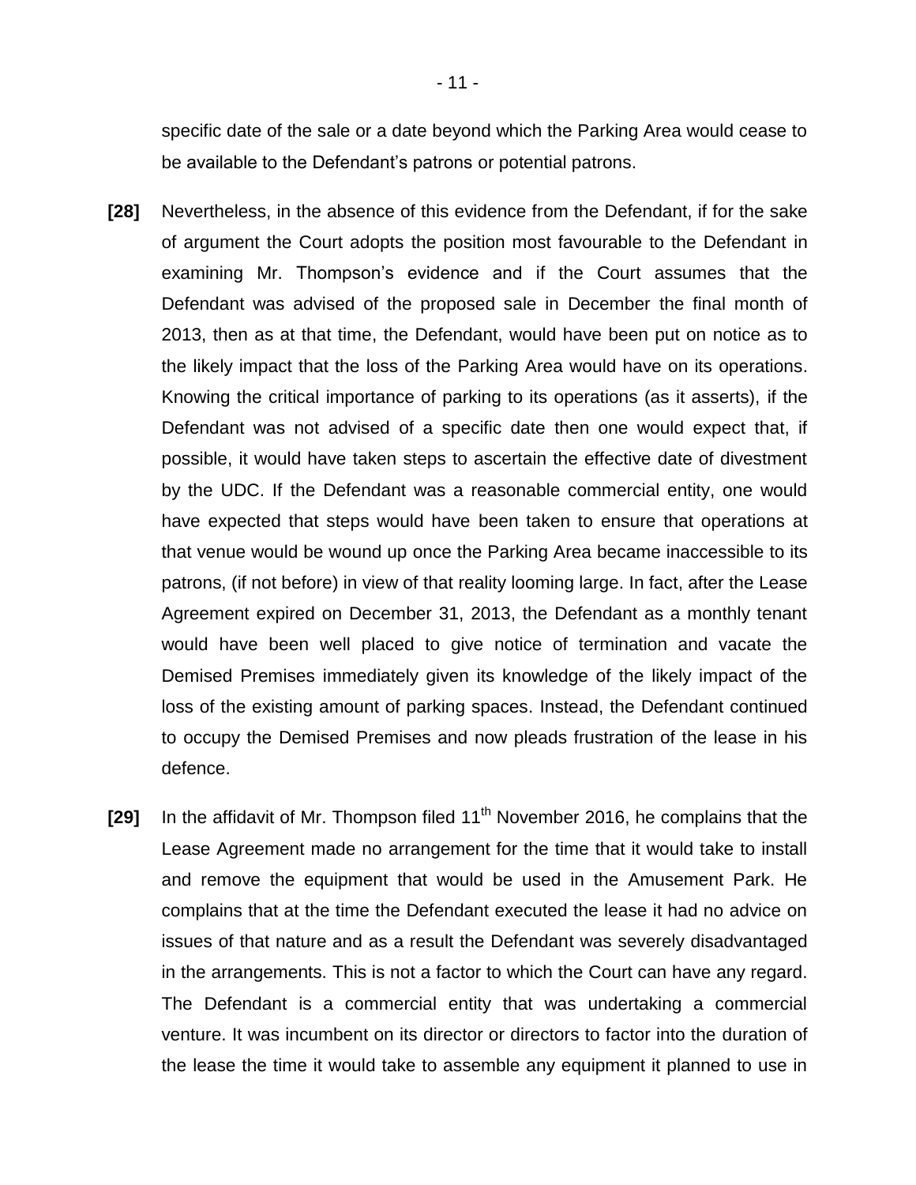specific date of the sale or a date beyond which the Parking Area would cease to be available to the Defendant's patrons or potential patrons.

**[28]** Nevertheless, in the absence of this evidence from the Defendant, if for the sake of argument the Court adopts the position most favourable to the Defendant in examining Mr. Thompson's evidence and if the Court assumes that the Defendant was advised of the proposed sale in December the final month of 2013, then as at that time, the Defendant, would have been put on notice as to the likely impact that the loss of the Parking Area would have on its operations. Knowing the critical importance of parking to its operations (as it asserts), if the Defendant was not advised of a specific date then one would expect that, if possible, it would have taken steps to ascertain the effective date of divestment by the UDC. If the Defendant was a reasonable commercial entity, one would have expected that steps would have been taken to ensure that operations at that venue would be wound up once the Parking Area became inaccessible to its patrons, (if not before) in view of that reality looming large. In fact, after the Lease Agreement expired on December 31, 2013, the Defendant as a monthly tenant would have been well placed to give notice of termination and vacate the Demised Premises immediately given its knowledge of the likely impact of the loss of the existing amount of parking spaces. Instead, the Defendant continued to occupy the Demised Premises and now pleads frustration of the lease in his defence.

**[29]** In the affidavit of Mr. Thompson filed 11th November 2016, he complains that the Lease Agreement made no arrangement for the time that it would take to install and remove the equipment that would be used in the Amusement Park. He complains that at the time the Defendant executed the lease it had no advice on issues of that nature and as a result the Defendant was severely disadvantaged in the arrangements. This is not a factor to which the Court can have any regard. The Defendant is a commercial entity that was undertaking a commercial venture. It was incumbent on its director or directors to factor into the duration of the lease the time it would take to assemble any equipment it planned to use in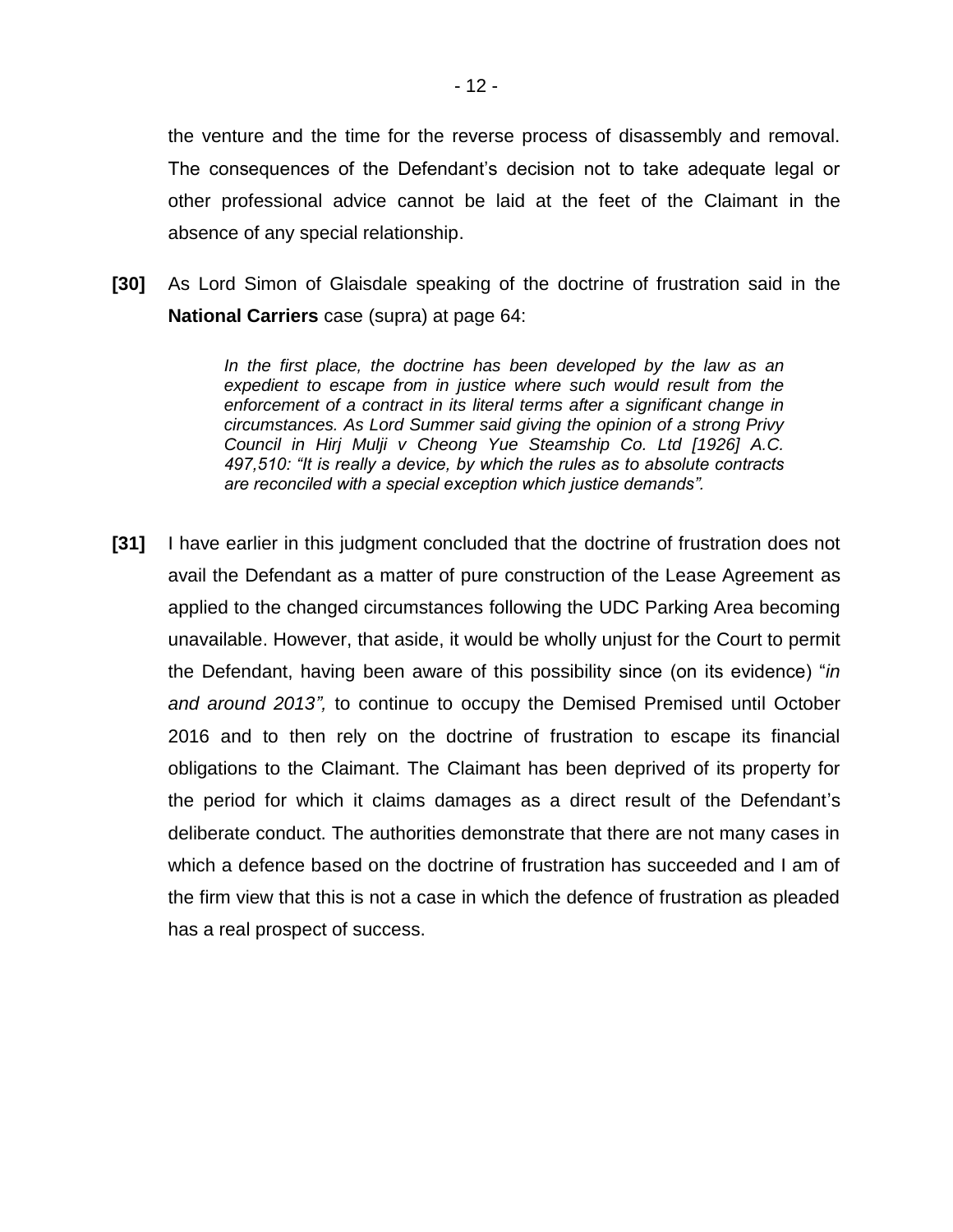the venture and the time for the reverse process of disassembly and removal. The consequences of the Defendant's decision not to take adequate legal or other professional advice cannot be laid at the feet of the Claimant in the absence of any special relationship.

**[30]** As Lord Simon of Glaisdale speaking of the doctrine of frustration said in the **National Carriers** case (supra) at page 64:

> *In the first place, the doctrine has been developed by the law as an expedient to escape from in justice where such would result from the enforcement of a contract in its literal terms after a significant change in circumstances. As Lord Summer said giving the opinion of a strong Privy Council in Hirj Mulji v Cheong Yue Steamship Co. Ltd [1926] A.C. 497,510: "It is really a device, by which the rules as to absolute contracts are reconciled with a special exception which justice demands".*

**[31]** I have earlier in this judgment concluded that the doctrine of frustration does not avail the Defendant as a matter of pure construction of the Lease Agreement as applied to the changed circumstances following the UDC Parking Area becoming unavailable. However, that aside, it would be wholly unjust for the Court to permit the Defendant, having been aware of this possibility since (on its evidence) "*in and around 2013",* to continue to occupy the Demised Premised until October 2016 and to then rely on the doctrine of frustration to escape its financial obligations to the Claimant. The Claimant has been deprived of its property for the period for which it claims damages as a direct result of the Defendant's deliberate conduct. The authorities demonstrate that there are not many cases in which a defence based on the doctrine of frustration has succeeded and I am of the firm view that this is not a case in which the defence of frustration as pleaded has a real prospect of success.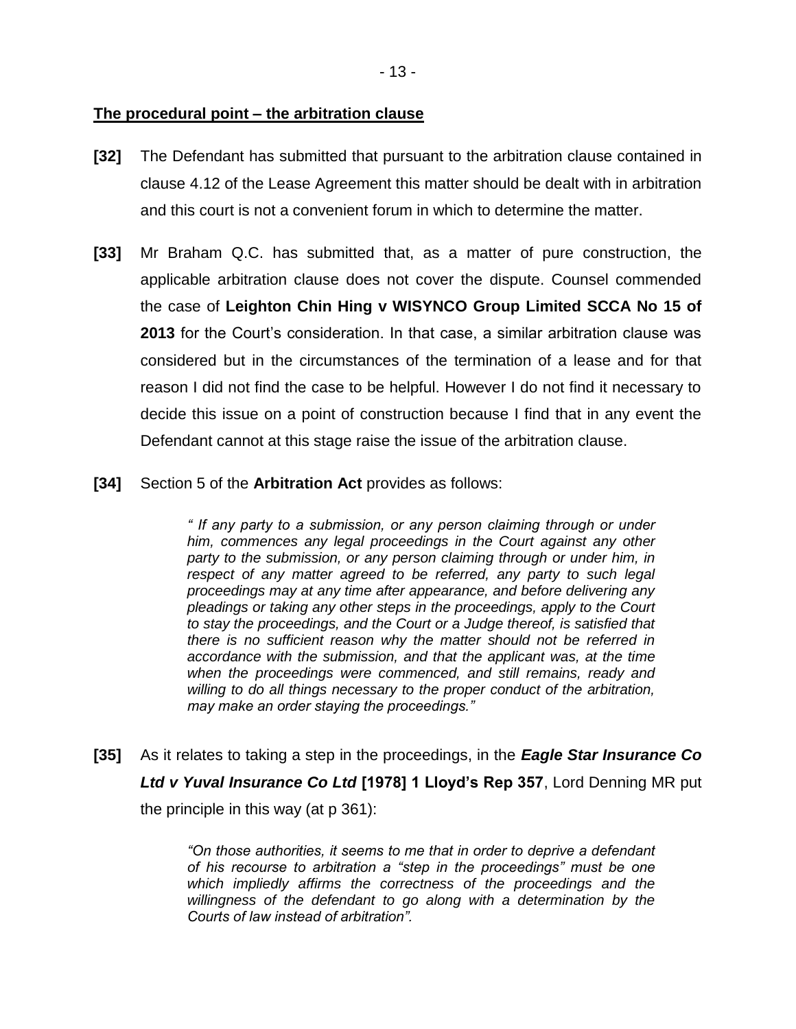**<u>The procedural point – the arbitration clause</u>**

**[32]** The Defendant has submitted that pursuant to the arbitration clause contained in clause 4.12 of the Lease Agreement this matter should be dealt with in arbitration and this court is not a convenient forum in which to determine the matter.

**[33]** Mr Braham Q.C. has submitted that, as a matter of pure construction, the applicable arbitration clause does not cover the dispute. Counsel commended the case of **Leighton Chin Hing v WISYNCO Group Limited SCCA No 15 of 2013** for the Court's consideration. In that case, a similar arbitration clause was considered but in the circumstances of the termination of a lease and for that reason I did not find the case to be helpful. However I do not find it necessary to decide this issue on a point of construction because I find that in any event the Defendant cannot at this stage raise the issue of the arbitration clause.

**[34]** Section 5 of the **Arbitration Act** provides as follows:

> *" If any party to a submission, or any person claiming through or under him, commences any legal proceedings in the Court against any other party to the submission, or any person claiming through or under him, in respect of any matter agreed to be referred, any party to such legal proceedings may at any time after appearance, and before delivering any pleadings or taking any other steps in the proceedings, apply to the Court to stay the proceedings, and the Court or a Judge thereof, is satisfied that there is no sufficient reason why the matter should not be referred in accordance with the submission, and that the applicant was, at the time when the proceedings were commenced, and still remains, ready and willing to do all things necessary to the proper conduct of the arbitration, may make an order staying the proceedings."*

**[35]** As it relates to taking a step in the proceedings, in the ***Eagle Star Insurance Co Ltd v Yuval Insurance Co Ltd*** **[1978] 1 Lloyd's Rep 357**, Lord Denning MR put the principle in this way (at p 361):

> *"On those authorities, it seems to me that in order to deprive a defendant of his recourse to arbitration a "step in the proceedings" must be one which impliedly affirms the correctness of the proceedings and the willingness of the defendant to go along with a determination by the Courts of law instead of arbitration".*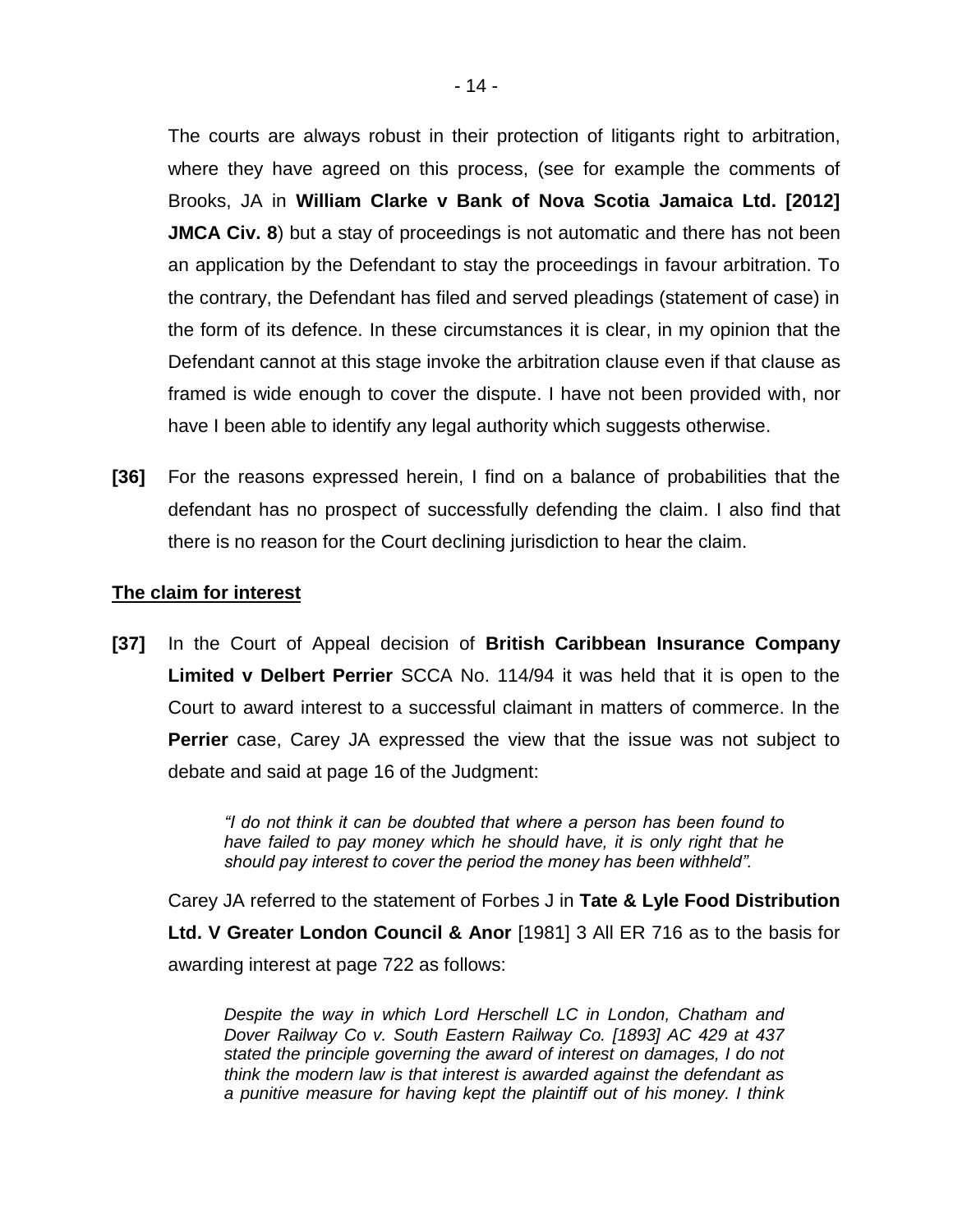The courts are always robust in their protection of litigants right to arbitration, where they have agreed on this process, (see for example the comments of Brooks, JA in **William Clarke v Bank of Nova Scotia Jamaica Ltd. [2012] JMCA Civ. 8**) but a stay of proceedings is not automatic and there has not been an application by the Defendant to stay the proceedings in favour arbitration. To the contrary, the Defendant has filed and served pleadings (statement of case) in the form of its defence. In these circumstances it is clear, in my opinion that the Defendant cannot at this stage invoke the arbitration clause even if that clause as framed is wide enough to cover the dispute. I have not been provided with, nor have I been able to identify any legal authority which suggests otherwise.

**[36]** For the reasons expressed herein, I find on a balance of probabilities that the defendant has no prospect of successfully defending the claim. I also find that there is no reason for the Court declining jurisdiction to hear the claim.

## The claim for interest

**[37]** In the Court of Appeal decision of **British Caribbean Insurance Company Limited v Delbert Perrier** SCCA No. 114/94 it was held that it is open to the Court to award interest to a successful claimant in matters of commerce. In the **Perrier** case, Carey JA expressed the view that the issue was not subject to debate and said at page 16 of the Judgment:

> *"I do not think it can be doubted that where a person has been found to have failed to pay money which he should have, it is only right that he should pay interest to cover the period the money has been withheld".*

Carey JA referred to the statement of Forbes J in **Tate & Lyle Food Distribution Ltd. V Greater London Council & Anor** [1981] 3 All ER 716 as to the basis for awarding interest at page 722 as follows:

> *Despite the way in which Lord Herschell LC in London, Chatham and Dover Railway Co v. South Eastern Railway Co. [1893] AC 429 at 437 stated the principle governing the award of interest on damages, I do not think the modern law is that interest is awarded against the defendant as a punitive measure for having kept the plaintiff out of his money. I think*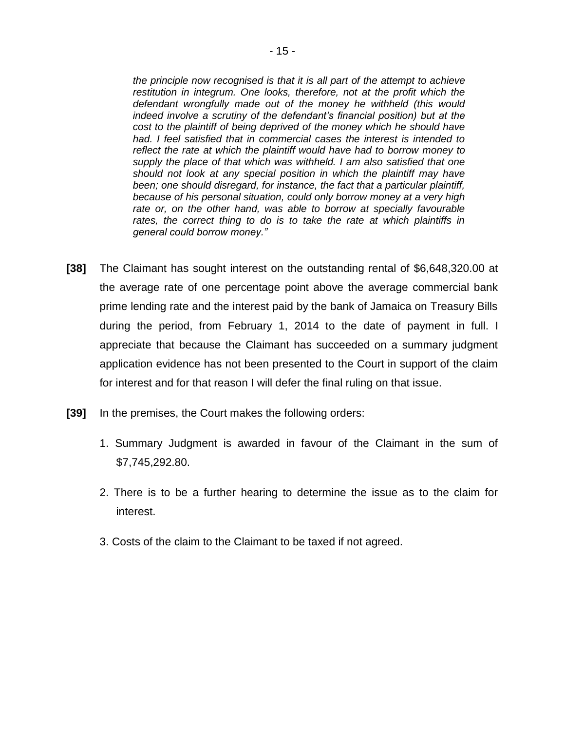> *the principle now recognised is that it is all part of the attempt to achieve restitution in integrum. One looks, therefore, not at the profit which the defendant wrongfully made out of the money he withheld (this would indeed involve a scrutiny of the defendant's financial position) but at the cost to the plaintiff of being deprived of the money which he should have had. I feel satisfied that in commercial cases the interest is intended to reflect the rate at which the plaintiff would have had to borrow money to supply the place of that which was withheld. I am also satisfied that one should not look at any special position in which the plaintiff may have been; one should disregard, for instance, the fact that a particular plaintiff, because of his personal situation, could only borrow money at a very high rate or, on the other hand, was able to borrow at specially favourable rates, the correct thing to do is to take the rate at which plaintiffs in general could borrow money."*

**[38]** The Claimant has sought interest on the outstanding rental of $6,648,320.00 at the average rate of one percentage point above the average commercial bank prime lending rate and the interest paid by the bank of Jamaica on Treasury Bills during the period, from February 1, 2014 to the date of payment in full. I appreciate that because the Claimant has succeeded on a summary judgment application evidence has not been presented to the Court in support of the claim for interest and for that reason I will defer the final ruling on that issue.

**[39]** In the premises, the Court makes the following orders:

1. Summary Judgment is awarded in favour of the Claimant in the sum of $7,745,292.80.
2. There is to be a further hearing to determine the issue as to the claim for interest.
3. Costs of the claim to the Claimant to be taxed if not agreed.